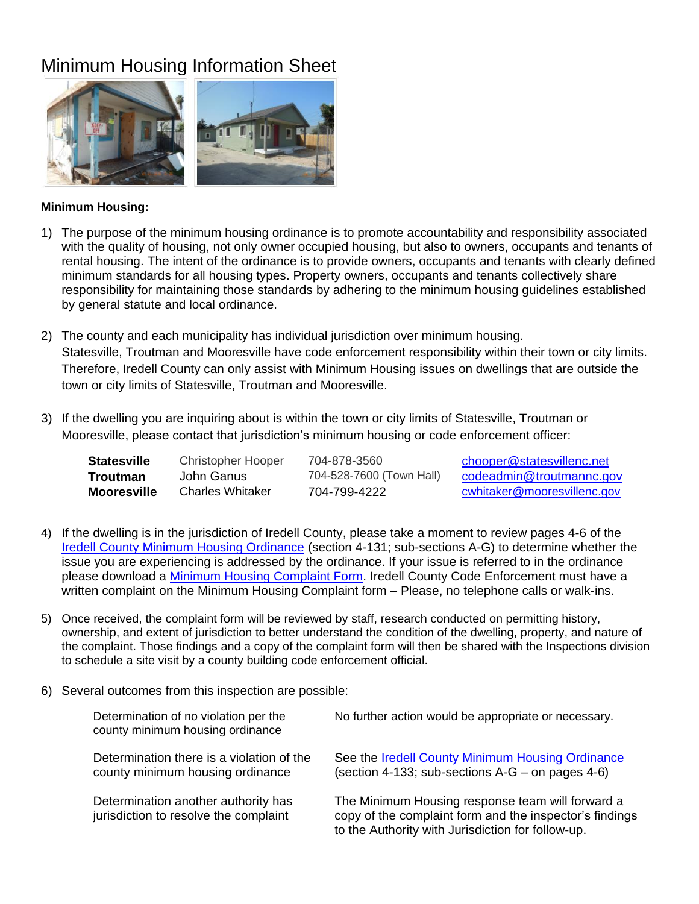# Minimum Housing Information Sheet

**Minimum Housing:**

1) The purpose of the minimum housing ordinance is to promote accountability and responsibility associated with the quality of housing, not only owner occupied housing, but also to owners, occupants and tenants of rental housing. The intent of the ordinance is to provide owners, occupants and tenants with clearly defined minimum standards for all housing types. Property owners, occupants and tenants collectively share responsibility for maintaining those standards by adhering to the minimum housing guidelines established by general statute and local ordinance.

2) The county and each municipality has individual jurisdiction over minimum housing. Statesville, Troutman and Mooresville have code enforcement responsibility within their town or city limits. Therefore, Iredell County can only assist with Minimum Housing issues on dwellings that are outside the town or city limits of Statesville, Troutman and Mooresville.

3) If the dwelling you are inquiring about is within the town or city limits of Statesville, Troutman or Mooresville, please contact that jurisdiction's minimum housing or code enforcement officer:

| | | | |
|---|---|---|---|
| **Statesville** | Christopher Hooper | 704-878-3560 | chooper@statesvillenc.net |
| **Troutman** | John Ganus | 704-528-7600 (Town Hall) | codeadmin@troutmannc.gov |
| **Mooresville** | Charles Whitaker | 704-799-4222 | cwhitaker@mooresvillenc.gov |

4) If the dwelling is in the jurisdiction of Iredell County, please take a moment to review pages 4-6 of the Iredell County Minimum Housing Ordinance (section 4-131; sub-sections A-G) to determine whether the issue you are experiencing is addressed by the ordinance. If your issue is referred to in the ordinance please download a Minimum Housing Complaint Form. Iredell County Code Enforcement must have a written complaint on the Minimum Housing Complaint form – Please, no telephone calls or walk-ins.

5) Once received, the complaint form will be reviewed by staff, research conducted on permitting history, ownership, and extent of jurisdiction to better understand the condition of the dwelling, property, and nature of the complaint. Those findings and a copy of the complaint form will then be shared with the Inspections division to schedule a site visit by a county building code enforcement official.

6) Several outcomes from this inspection are possible:

| | |
|---|---|
| Determination of no violation per the county minimum housing ordinance | No further action would be appropriate or necessary. |
| Determination there is a violation of the county minimum housing ordinance | See the Iredell County Minimum Housing Ordinance (section 4-133; sub-sections A-G – on pages 4-6) |
| Determination another authority has jurisdiction to resolve the complaint | The Minimum Housing response team will forward a copy of the complaint form and the inspector's findings to the Authority with Jurisdiction for follow-up. |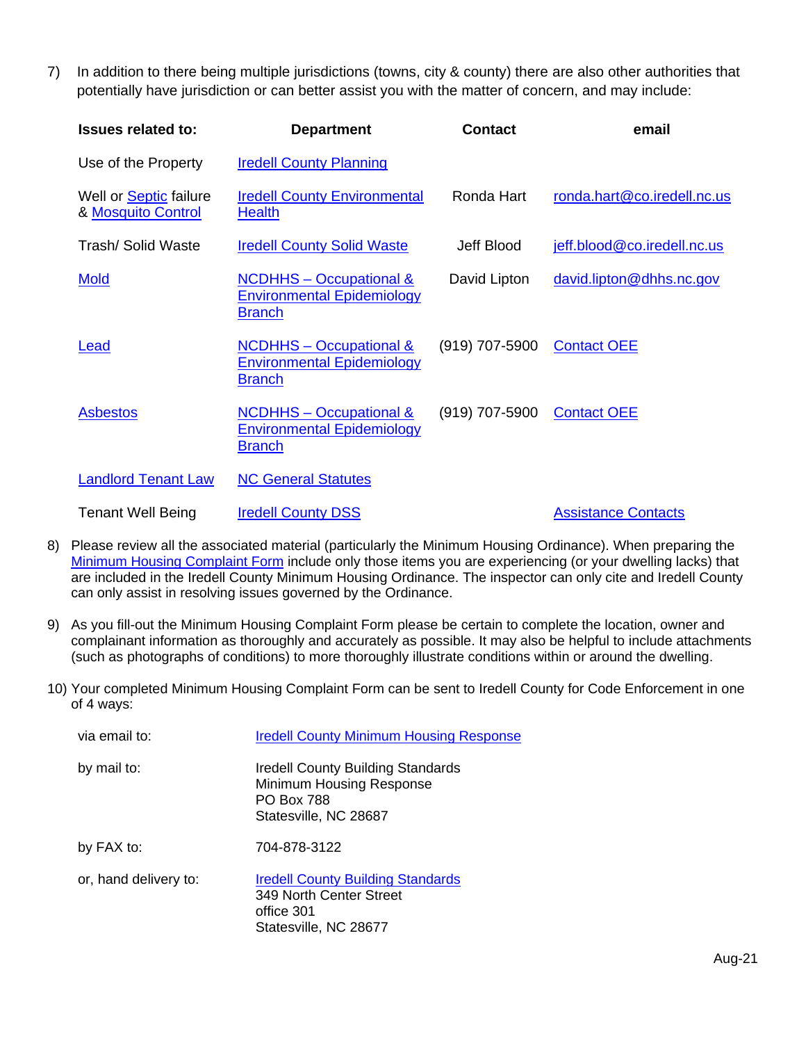7) In addition to there being multiple jurisdictions (towns, city & county) there are also other authorities that potentially have jurisdiction or can better assist you with the matter of concern, and may include:

| Issues related to: | Department | Contact | email |
|---|---|---|---|
| Use of the Property | Iredell County Planning | | |
| Well or Septic failure & Mosquito Control | Iredell County Environmental Health | Ronda Hart | ronda.hart@co.iredell.nc.us |
| Trash/ Solid Waste | Iredell County Solid Waste | Jeff Blood | jeff.blood@co.iredell.nc.us |
| Mold | NCDHHS – Occupational & Environmental Epidemiology Branch | David Lipton | david.lipton@dhhs.nc.gov |
| Lead | NCDHHS – Occupational & Environmental Epidemiology Branch | (919) 707-5900 | Contact OEE |
| Asbestos | NCDHHS – Occupational & Environmental Epidemiology Branch | (919) 707-5900 | Contact OEE |
| Landlord Tenant Law | NC General Statutes | | |
| Tenant Well Being | Iredell County DSS | | Assistance Contacts |

8) Please review all the associated material (particularly the Minimum Housing Ordinance). When preparing the Minimum Housing Complaint Form include only those items you are experiencing (or your dwelling lacks) that are included in the Iredell County Minimum Housing Ordinance. The inspector can only cite and Iredell County can only assist in resolving issues governed by the Ordinance.

9) As you fill-out the Minimum Housing Complaint Form please be certain to complete the location, owner and complainant information as thoroughly and accurately as possible. It may also be helpful to include attachments (such as photographs of conditions) to more thoroughly illustrate conditions within or around the dwelling.

10) Your completed Minimum Housing Complaint Form can be sent to Iredell County for Code Enforcement in one of 4 ways:

| | |
|---|---|
| via email to: | Iredell County Minimum Housing Response |
| by mail to: | Iredell County Building Standards<br>Minimum Housing Response<br>PO Box 788<br>Statesville, NC 28687 |
| by FAX to: | 704-878-3122 |
| or, hand delivery to: | Iredell County Building Standards<br>349 North Center Street<br>office 301<br>Statesville, NC 28677 |

Aug-21